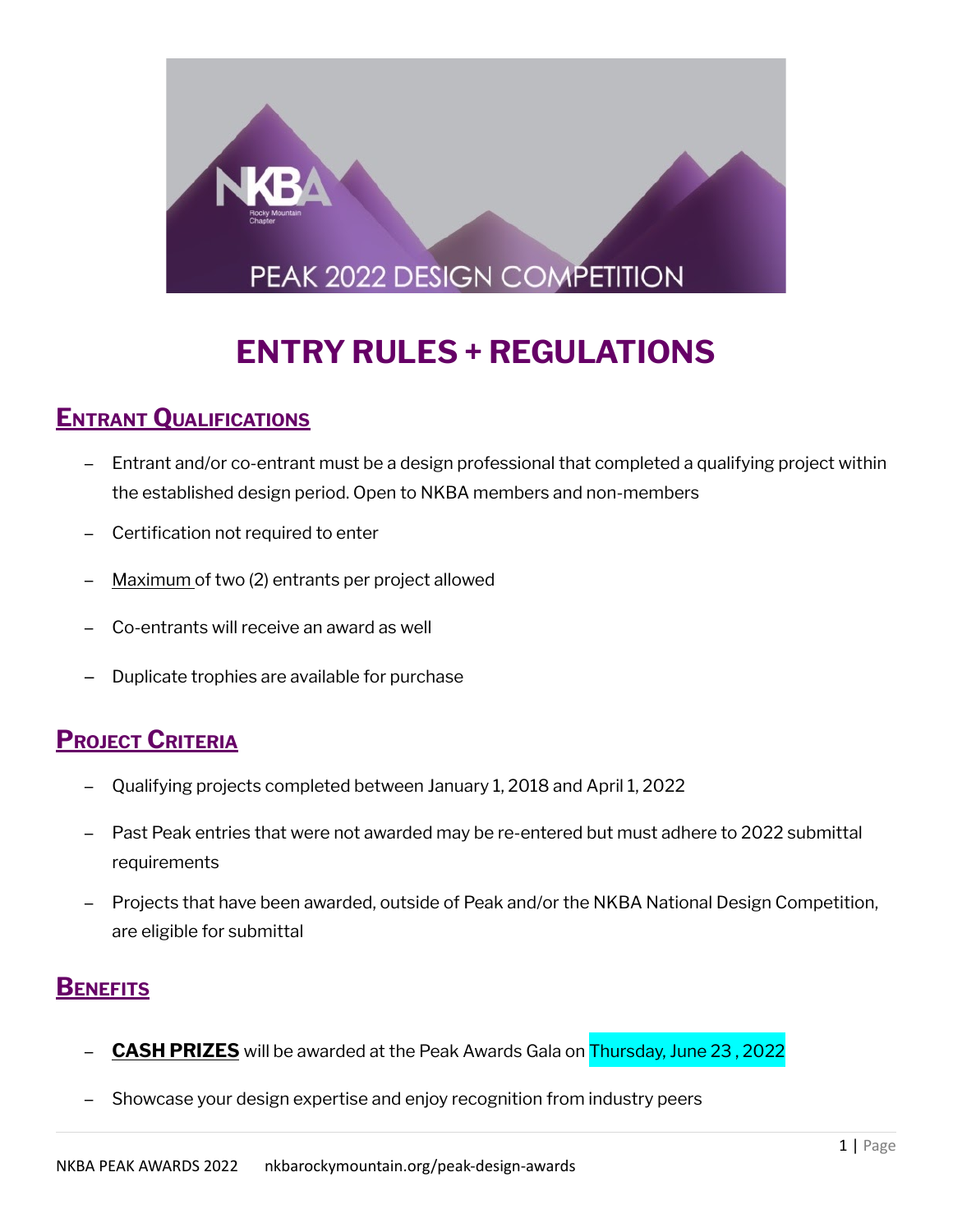NKBA Rocky Mountain Chapter

PEAK 2022 DESIGN COMPETITION

# ENTRY RULES + REGULATIONS

## Entrant Qualifications

- Entrant and/or co-entrant must be a design professional that completed a qualifying project within the established design period. Open to NKBA members and non-members
- Certification not required to enter
- Maximum of two (2) entrants per project allowed
- Co-entrants will receive an award as well
- Duplicate trophies are available for purchase

## Project Criteria

- Qualifying projects completed between January 1, 2018 and April 1, 2022
- Past Peak entries that were not awarded may be re-entered but must adhere to 2022 submittal requirements
- Projects that have been awarded, outside of Peak and/or the NKBA National Design Competition, are eligible for submittal

## Benefits

- **CASH PRIZES** will be awarded at the Peak Awards Gala on Thursday, June 23 , 2022
- Showcase your design expertise and enjoy recognition from industry peers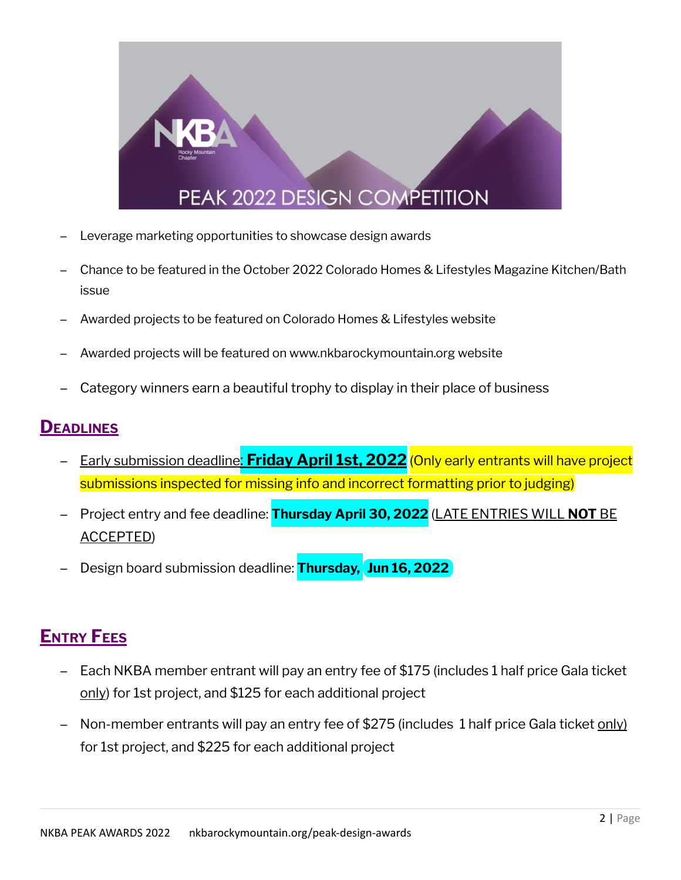- Leverage marketing opportunities to showcase design awards
- Chance to be featured in the October 2022 Colorado Homes & Lifestyles Magazine Kitchen/Bath issue
- Awarded projects to be featured on Colorado Homes & Lifestyles website
- Awarded projects will be featured on www.nkbarockymountain.org website
- Category winners earn a beautiful trophy to display in their place of business

## DEADLINES

- Early submission deadline: **Friday April 1st, 2022** (Only early entrants will have project submissions inspected for missing info and incorrect formatting prior to judging)
- Project entry and fee deadline: **Thursday April 30, 2022** (LATE ENTRIES WILL **NOT** BE ACCEPTED)
- Design board submission deadline: **Thursday, Jun 16, 2022**

## ENTRY FEES

- Each NKBA member entrant will pay an entry fee of $175 (includes 1 half price Gala ticket only) for 1st project, and $125 for each additional project
- Non-member entrants will pay an entry fee of $275 (includes 1 half price Gala ticket only) for 1st project, and $225 for each additional project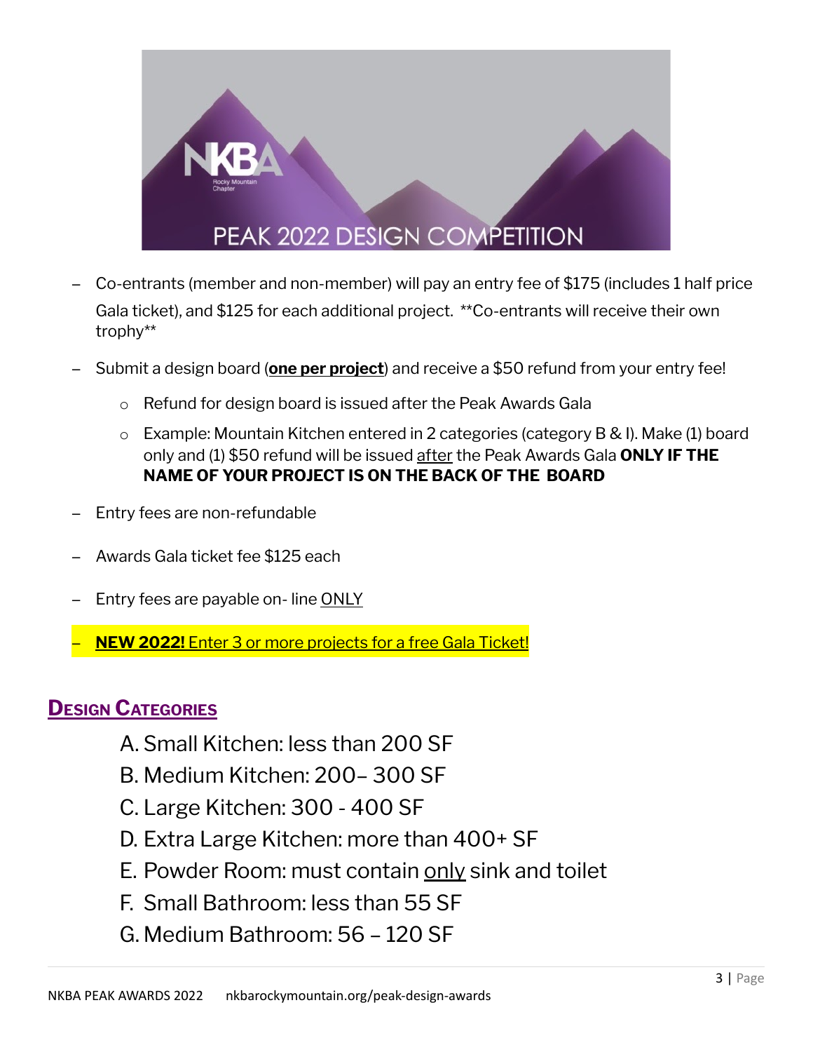- Co-entrants (member and non-member) will pay an entry fee of $175 (includes 1 half price Gala ticket), and $125 for each additional project. **Co-entrants will receive their own trophy**
- Submit a design board (**one per project**) and receive a $50 refund from your entry fee!
  - Refund for design board is issued after the Peak Awards Gala
  - Example: Mountain Kitchen entered in 2 categories (category B & I). Make (1) board only and (1) $50 refund will be issued after the Peak Awards Gala **ONLY IF THE NAME OF YOUR PROJECT IS ON THE BACK OF THE BOARD**
- Entry fees are non-refundable
- Awards Gala ticket fee $125 each
- Entry fees are payable on- line ONLY
- **NEW 2022!** Enter 3 or more projects for a free Gala Ticket!

## DESIGN CATEGORIES

A. Small Kitchen: less than 200 SF
B. Medium Kitchen: 200– 300 SF
C. Large Kitchen: 300 - 400 SF
D. Extra Large Kitchen: more than 400+ SF
E. Powder Room: must contain only sink and toilet
F. Small Bathroom: less than 55 SF
G. Medium Bathroom: 56 – 120 SF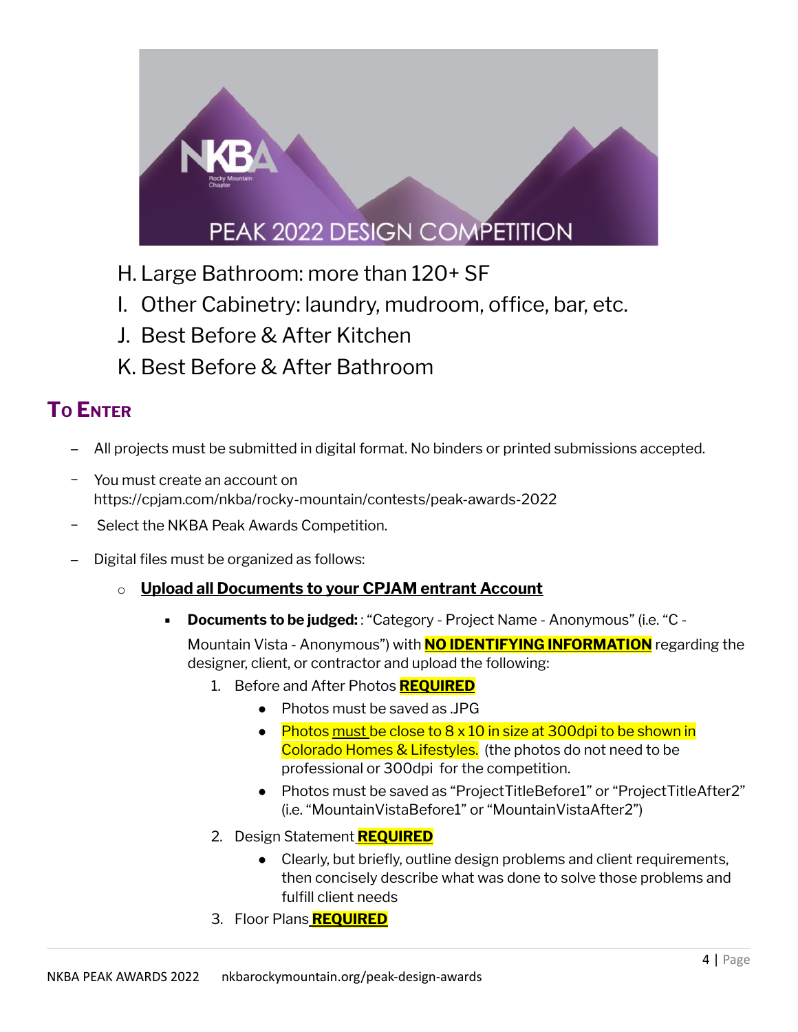H. Large Bathroom: more than 120+ SF

I. Other Cabinetry: laundry, mudroom, office, bar, etc.

J. Best Before & After Kitchen

K. Best Before & After Bathroom

## To Enter

- All projects must be submitted in digital format. No binders or printed submissions accepted.
- You must create an account on https://cpjam.com/nkba/rocky-mountain/contests/peak-awards-2022
- Select the NKBA Peak Awards Competition.
- Digital files must be organized as follows:
  - **Upload all Documents to your CPJAM entrant Account**
    - **Documents to be judged:** : "Category - Project Name - Anonymous" (i.e. "C - Mountain Vista - Anonymous") with **NO IDENTIFYING INFORMATION** regarding the designer, client, or contractor and upload the following:
      1. Before and After Photos **REQUIRED**
         - Photos must be saved as .JPG
         - Photos must be close to 8 x 10 in size at 300dpi to be shown in Colorado Homes & Lifestyles. (the photos do not need to be professional or 300dpi for the competition.
         - Photos must be saved as "ProjectTitleBefore1" or "ProjectTitleAfter2" (i.e. "MountainVistaBefore1" or "MountainVistaAfter2")
      2. Design Statement **REQUIRED**
         - Clearly, but briefly, outline design problems and client requirements, then concisely describe what was done to solve those problems and fulfill client needs
      3. Floor Plans **REQUIRED**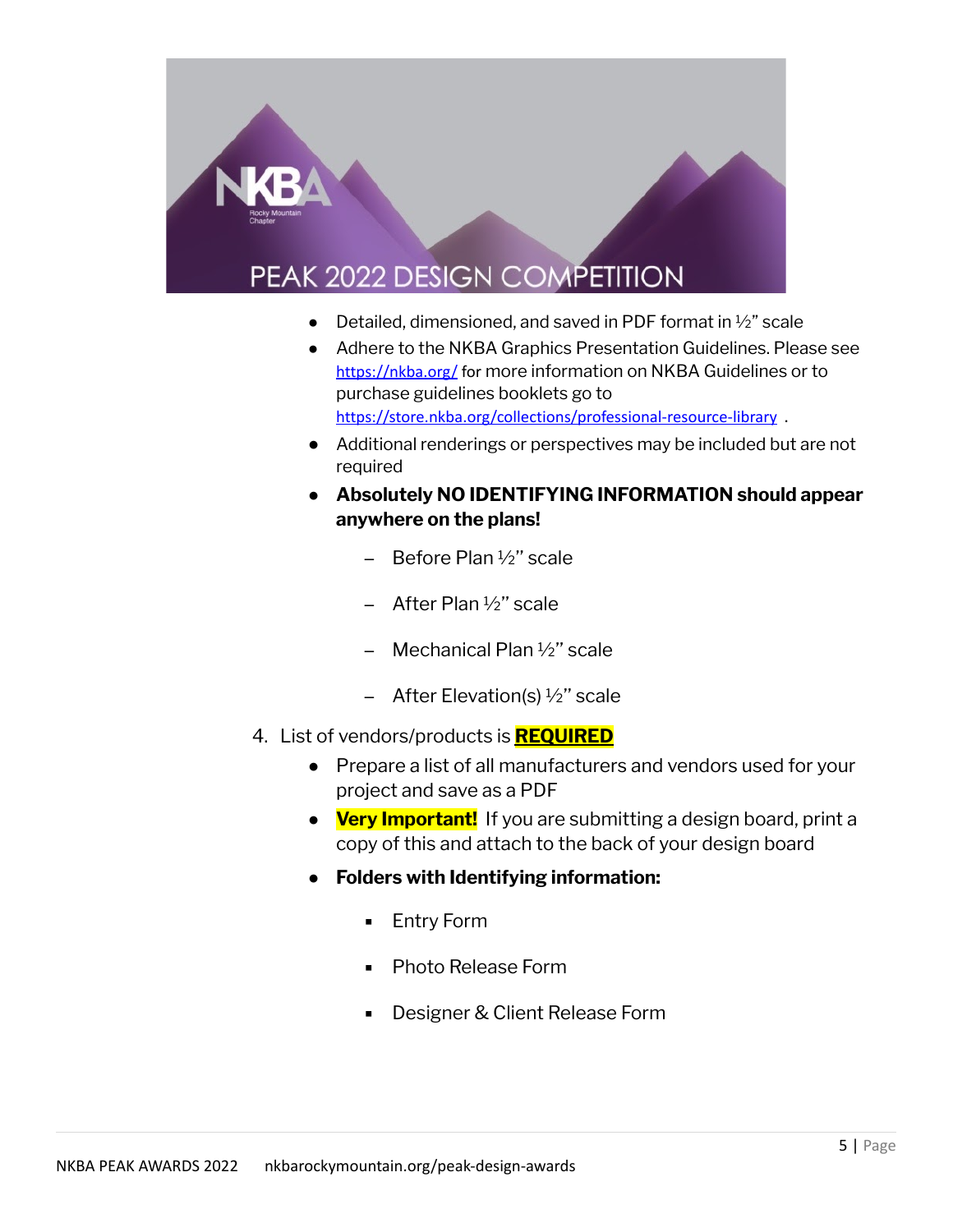# PEAK 2022 DESIGN COMPETITION

- Detailed, dimensioned, and saved in PDF format in ½" scale
- Adhere to the NKBA Graphics Presentation Guidelines. Please see https://nkba.org/ for more information on NKBA Guidelines or to purchase guidelines booklets go to https://store.nkba.org/collections/professional-resource-library .
- Additional renderings or perspectives may be included but are not required
- **Absolutely NO IDENTIFYING INFORMATION should appear anywhere on the plans!**
  - Before Plan ½" scale
  - After Plan ½" scale
  - Mechanical Plan ½" scale
  - After Elevation(s) ½" scale

4. List of vendors/products is **REQUIRED**
   - Prepare a list of all manufacturers and vendors used for your project and save as a PDF
   - **Very Important!** If you are submitting a design board, print a copy of this and attach to the back of your design board
   - **Folders with Identifying information:**
     - Entry Form
     - Photo Release Form
     - Designer & Client Release Form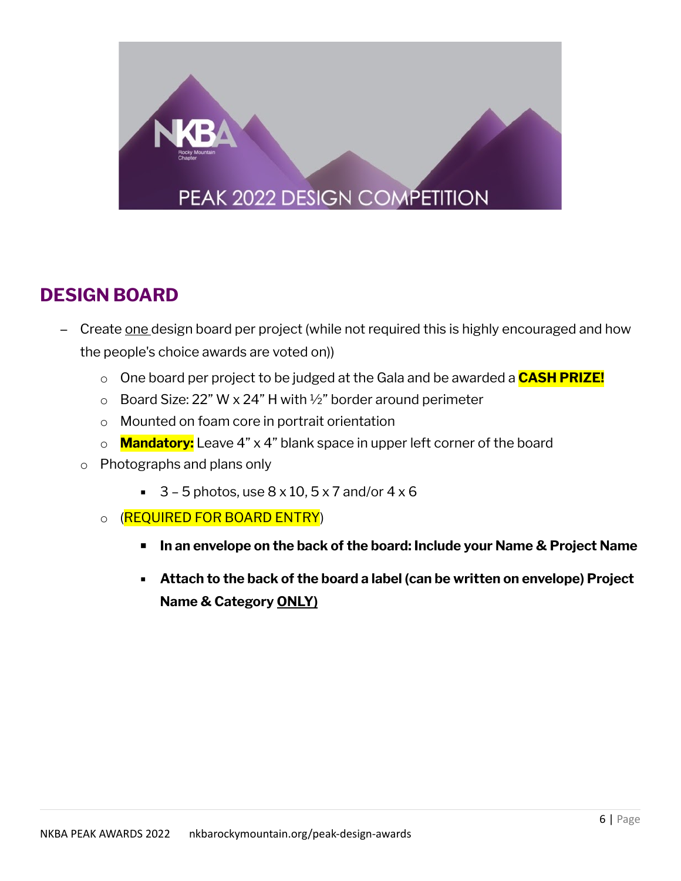PEAK 2022 DESIGN COMPETITION

## DESIGN BOARD

- Create one design board per project (while not required this is highly encouraged and how the people's choice awards are voted on))
  - One board per project to be judged at the Gala and be awarded a **CASH PRIZE!**
  - Board Size: 22" W x 24" H with ½" border around perimeter
  - Mounted on foam core in portrait orientation
  - **Mandatory:** Leave 4" x 4" blank space in upper left corner of the board
  - Photographs and plans only
    - 3 – 5 photos, use 8 x 10, 5 x 7 and/or 4 x 6
  - (REQUIRED FOR BOARD ENTRY)
    - **In an envelope on the back of the board: Include your Name & Project Name**
    - **Attach to the back of the board a label (can be written on envelope) Project Name & Category ONLY)**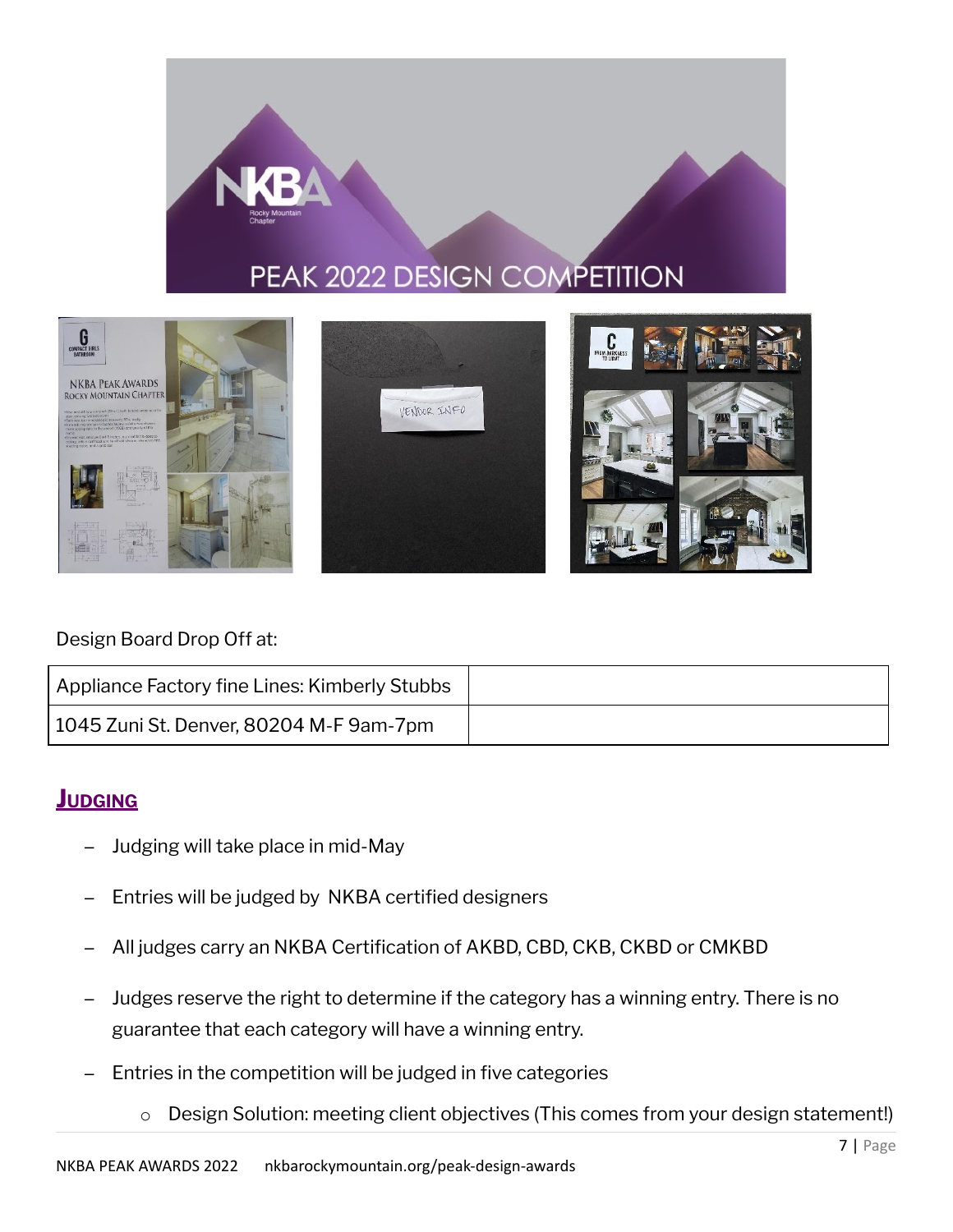Design Board Drop Off at:

| Appliance Factory fine Lines: Kimberly Stubbs | |
|---|---|
| 1045 Zuni St. Denver, 80204 M-F 9am-7pm | |

## **Judging**

- Judging will take place in mid-May
- Entries will be judged by NKBA certified designers
- All judges carry an NKBA Certification of AKBD, CBD, CKB, CKBD or CMKBD
- Judges reserve the right to determine if the category has a winning entry. There is no guarantee that each category will have a winning entry.
- Entries in the competition will be judged in five categories
    - Design Solution: meeting client objectives (This comes from your design statement!)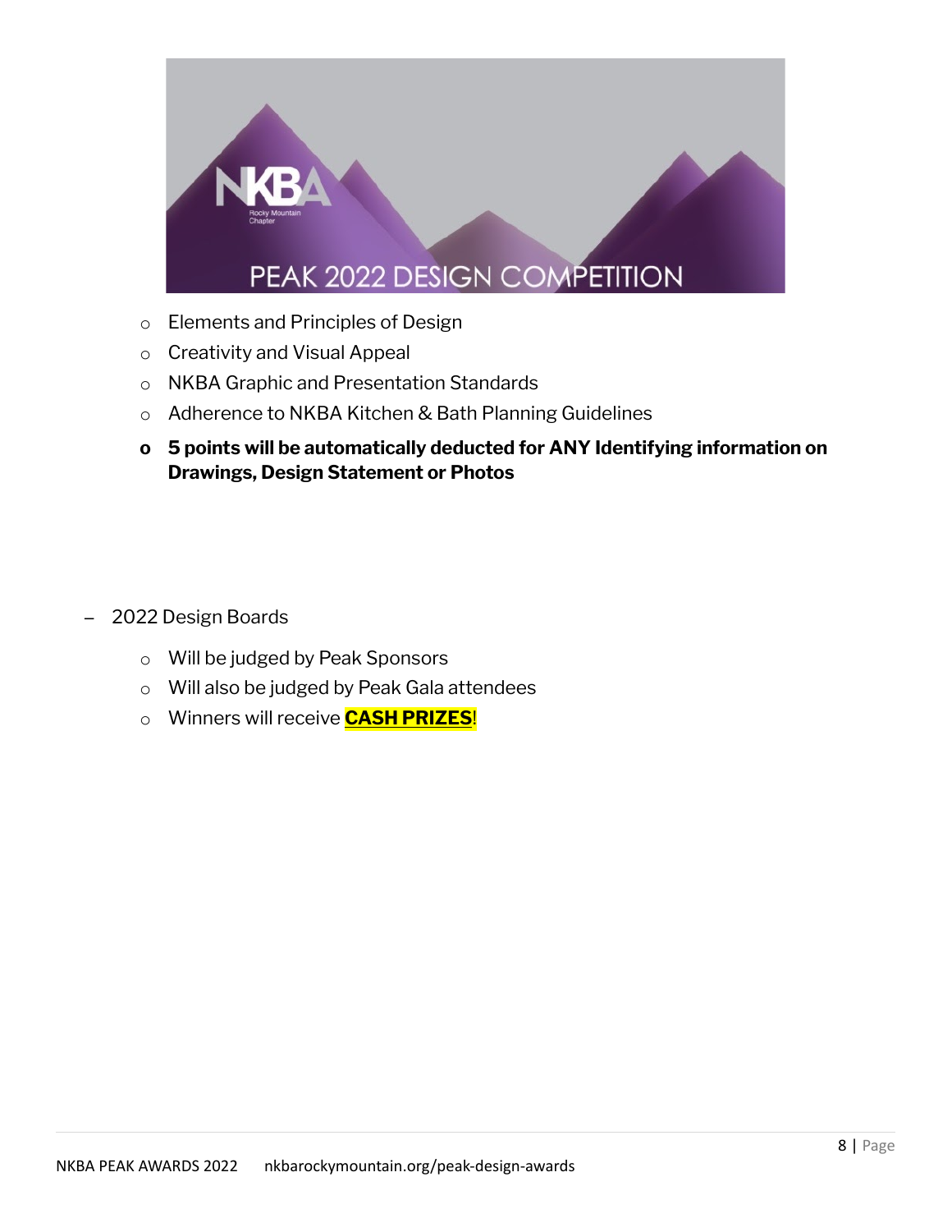- Elements and Principles of Design
- Creativity and Visual Appeal
- NKBA Graphic and Presentation Standards
- Adherence to NKBA Kitchen & Bath Planning Guidelines
- **5 points will be automatically deducted for ANY Identifying information on Drawings, Design Statement or Photos**

– 2022 Design Boards

- Will be judged by Peak Sponsors
- Will also be judged by Peak Gala attendees
- Winners will receive **CASH PRIZES**!